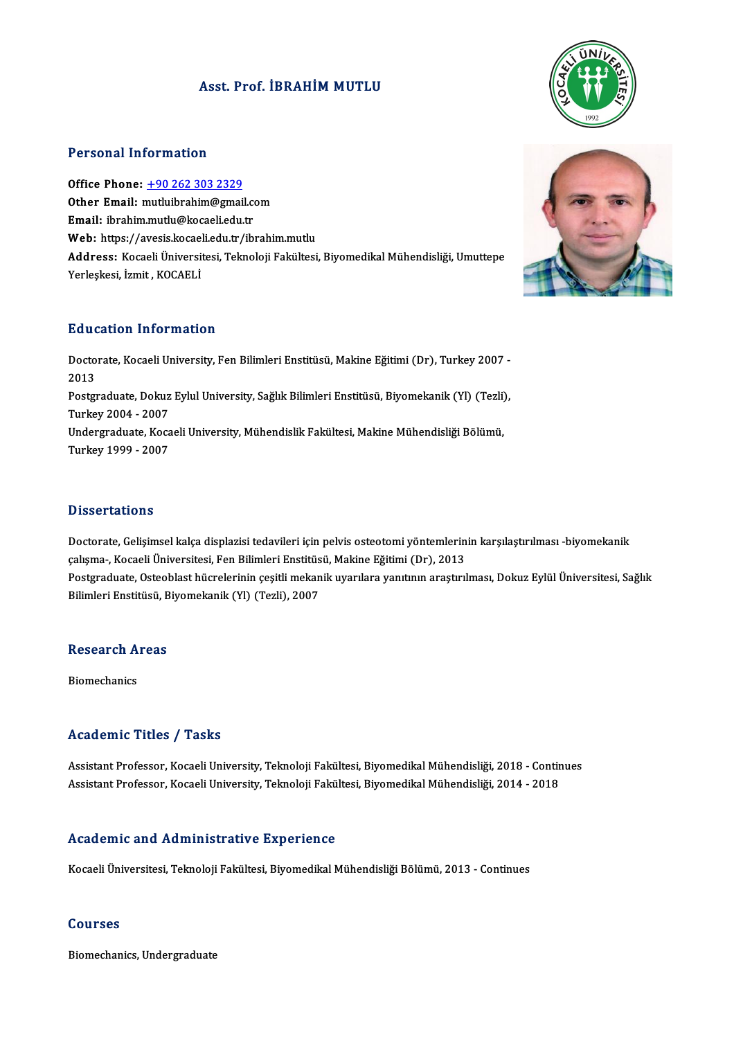# Asst. Prof. İBRAHİM MUTLU

## Personal Information

**Office Phone:** +90 262 303 2329
**Other Email:** mutluibrahim@gmail.com
**Email:** ibrahim.mutlu@kocaeli.edu.tr
**Web:** https://avesis.kocaeli.edu.tr/ibrahim.mutlu
**Address:** Kocaeli Üniversitesi, Teknoloji Fakültesi, Biyomedikal Mühendisliği, Umuttepe Yerleşkesi, İzmit , KOCAELİ

## Education Information

Doctorate, Kocaeli University, Fen Bilimleri Enstitüsü, Makine Eğitimi (Dr), Turkey 2007 - 2013
Postgraduate, Dokuz Eylul University, Sağlık Bilimleri Enstitüsü, Biyomekanik (Yl) (Tezli), Turkey 2004 - 2007
Undergraduate, Kocaeli University, Mühendislik Fakültesi, Makine Mühendisliği Bölümü, Turkey 1999 - 2007

## Dissertations

Doctorate, Gelişimsel kalça displazisi tedavileri için pelvis osteotomi yöntemlerinin karşılaştırılması -biyomekanik çalışma-, Kocaeli Üniversitesi, Fen Bilimleri Enstitüsü, Makine Eğitimi (Dr), 2013
Postgraduate, Osteoblast hücrelerinin çeşitli mekanik uyarılara yanıtının araştırılması, Dokuz Eylül Üniversitesi, Sağlık Bilimleri Enstitüsü, Biyomekanik (Yl) (Tezli), 2007

## Research Areas

Biomechanics

## Academic Titles / Tasks

Assistant Professor, Kocaeli University, Teknoloji Fakültesi, Biyomedikal Mühendisliği, 2018 - Continues
Assistant Professor, Kocaeli University, Teknoloji Fakültesi, Biyomedikal Mühendisliği, 2014 - 2018

## Academic and Administrative Experience

Kocaeli Üniversitesi, Teknoloji Fakültesi, Biyomedikal Mühendisliği Bölümü, 2013 - Continues

## Courses

Biomechanics, Undergraduate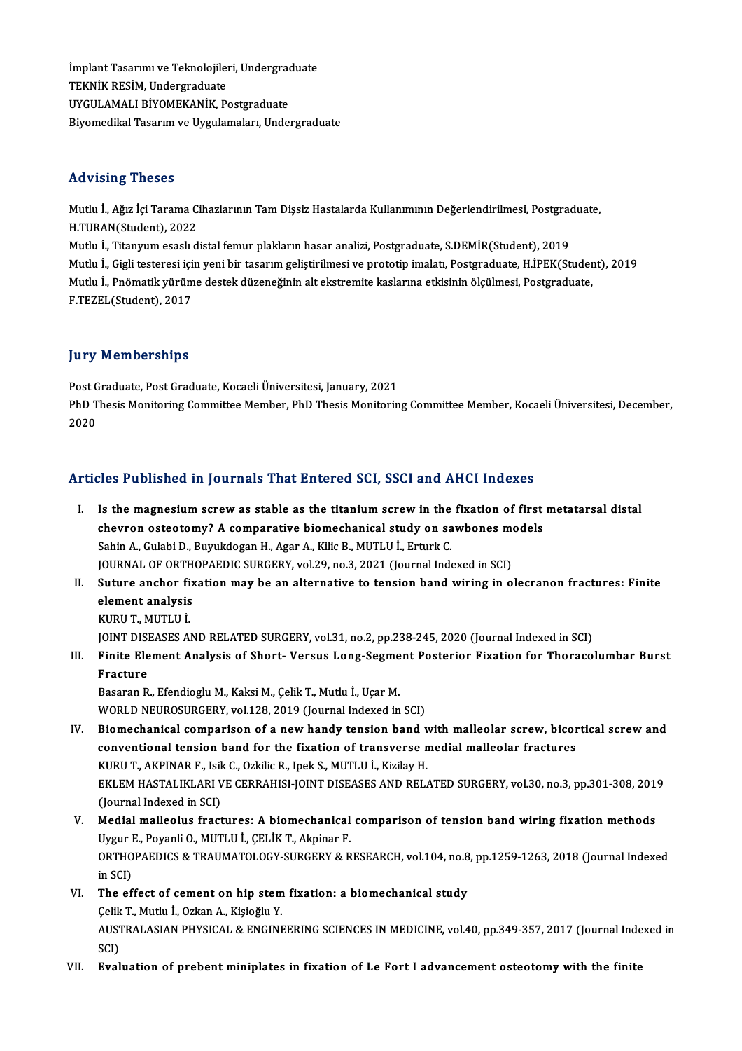İmplant Tasarımı ve Teknolojileri, Undergraduate
TEKNİK RESİM, Undergraduate
UYGULAMALI BİYOMEKANİK, Postgraduate
Biyomedikal Tasarım ve Uygulamaları, Undergraduate

## Advising Theses

Mutlu İ., Ağız İçi Tarama Cihazlarının Tam Dişsiz Hastalarda Kullanımının Değerlendirilmesi, Postgraduate, H.TURAN(Student), 2022
Mutlu İ., Titanyum esaslı distal femur plakların hasar analizi, Postgraduate, S.DEMİR(Student), 2019
Mutlu İ., Gigli testeresi için yeni bir tasarım geliştirilmesi ve prototip imalatı, Postgraduate, H.İPEK(Student), 2019
Mutlu İ., Pnömatik yürüme destek düzeneğinin alt ekstremite kaslarına etkisinin ölçülmesi, Postgraduate, F.TEZEL(Student), 2017

## Jury Memberships

Post Graduate, Post Graduate, Kocaeli Üniversitesi, January, 2021
PhD Thesis Monitoring Committee Member, PhD Thesis Monitoring Committee Member, Kocaeli Üniversitesi, December, 2020

## Articles Published in Journals That Entered SCI, SSCI and AHCI Indexes

I. **Is the magnesium screw as stable as the titanium screw in the fixation of first metatarsal distal chevron osteotomy? A comparative biomechanical study on sawbones models**
Sahin A., Gulabi D., Buyukdogan H., Agar A., Kilic B., MUTLU İ., Erturk C.
JOURNAL OF ORTHOPAEDIC SURGERY, vol.29, no.3, 2021 (Journal Indexed in SCI)

II. **Suture anchor fixation may be an alternative to tension band wiring in olecranon fractures: Finite element analysis**
KURU T., MUTLU İ.
JOINT DISEASES AND RELATED SURGERY, vol.31, no.2, pp.238-245, 2020 (Journal Indexed in SCI)

III. **Finite Element Analysis of Short- Versus Long-Segment Posterior Fixation for Thoracolumbar Burst Fracture**
Basaran R., Efendioglu M., Kaksi M., Çelik T., Mutlu İ., Uçar M.
WORLD NEUROSURGERY, vol.128, 2019 (Journal Indexed in SCI)

IV. **Biomechanical comparison of a new handy tension band with malleolar screw, bicortical screw and conventional tension band for the fixation of transverse medial malleolar fractures**
KURU T., AKPINAR F., Isik C., Ozkilic R., Ipek S., MUTLU İ., Kizilay H.
EKLEM HASTALIKLARI VE CERRAHISI-JOINT DISEASES AND RELATED SURGERY, vol.30, no.3, pp.301-308, 2019 (Journal Indexed in SCI)

V. **Medial malleolus fractures: A biomechanical comparison of tension band wiring fixation methods**
Uygur E., Poyanli O., MUTLU İ., ÇELİK T., Akpinar F.
ORTHOPAEDICS & TRAUMATOLOGY-SURGERY & RESEARCH, vol.104, no.8, pp.1259-1263, 2018 (Journal Indexed in SCI)

VI. **The effect of cement on hip stem fixation: a biomechanical study**
Çelik T., Mutlu İ., Ozkan A., Kişioğlu Y.
AUSTRALASIAN PHYSICAL & ENGINEERING SCIENCES IN MEDICINE, vol.40, pp.349-357, 2017 (Journal Indexed in SCI)

VII. **Evaluation of prebent miniplates in fixation of Le Fort I advancement osteotomy with the finite**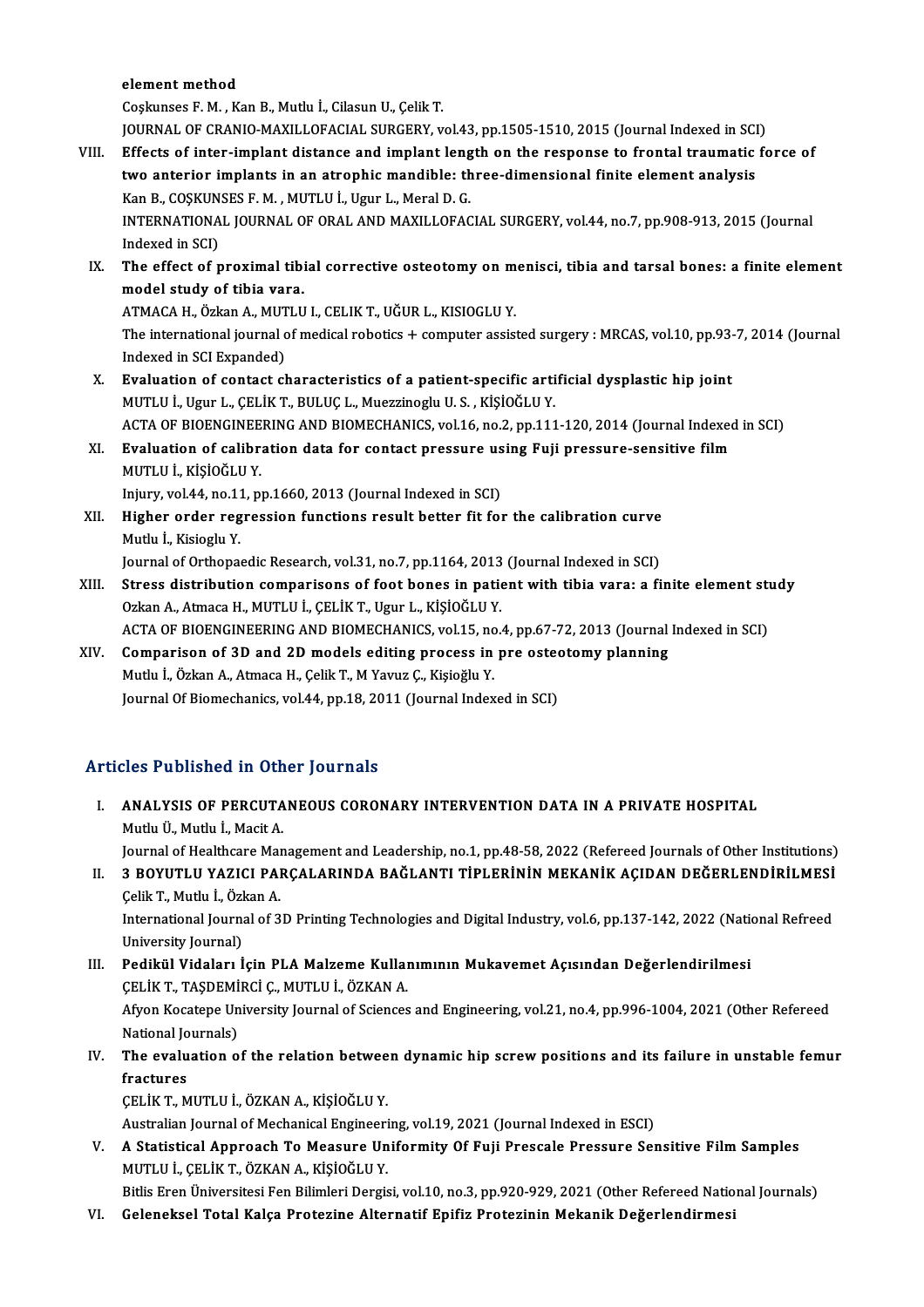element method
Coşkunses F. M. , Kan B., Mutlu İ., Cilasun U., Çelik T.
JOURNAL OF CRANIO-MAXILLOFACIAL SURGERY, vol.43, pp.1505-1510, 2015 (Journal Indexed in SCI)

VIII. **Effects of inter-implant distance and implant length on the response to frontal traumatic force of two anterior implants in an atrophic mandible: three-dimensional finite element analysis**
Kan B., COŞKUNSES F. M. , MUTLU İ., Ugur L., Meral D. G.
INTERNATIONAL JOURNAL OF ORAL AND MAXILLOFACIAL SURGERY, vol.44, no.7, pp.908-913, 2015 (Journal Indexed in SCI)

IX. **The effect of proximal tibial corrective osteotomy on menisci, tibia and tarsal bones: a finite element model study of tibia vara.**
ATMACA H., Özkan A., MUTLU I., CELIK T., UĞUR L., KISIOGLU Y.
The international journal of medical robotics + computer assisted surgery : MRCAS, vol.10, pp.93-7, 2014 (Journal Indexed in SCI Expanded)

X. **Evaluation of contact characteristics of a patient-specific artificial dysplastic hip joint**
MUTLU İ., Ugur L., ÇELİK T., BULUÇ L., Muezzinoglu U. S. , KİŞİOĞLU Y.
ACTA OF BIOENGINEERING AND BIOMECHANICS, vol.16, no.2, pp.111-120, 2014 (Journal Indexed in SCI)

XI. **Evaluation of calibration data for contact pressure using Fuji pressure-sensitive film**
MUTLU İ., KİŞİOĞLU Y.
Injury, vol.44, no.11, pp.1660, 2013 (Journal Indexed in SCI)

XII. **Higher order regression functions result better fit for the calibration curve**
Mutlu İ., Kisioglu Y.
Journal of Orthopaedic Research, vol.31, no.7, pp.1164, 2013 (Journal Indexed in SCI)

XIII. **Stress distribution comparisons of foot bones in patient with tibia vara: a finite element study**
Ozkan A., Atmaca H., MUTLU İ., ÇELİK T., Ugur L., KİŞİOĞLU Y.
ACTA OF BIOENGINEERING AND BIOMECHANICS, vol.15, no.4, pp.67-72, 2013 (Journal Indexed in SCI)

XIV. **Comparison of 3D and 2D models editing process in pre osteotomy planning**
Mutlu İ., Özkan A., Atmaca H., Çelik T., M Yavuz Ç., Kişioğlu Y.
Journal Of Biomechanics, vol.44, pp.18, 2011 (Journal Indexed in SCI)

## Articles Published in Other Journals

I. **ANALYSIS OF PERCUTANEOUS CORONARY INTERVENTION DATA IN A PRIVATE HOSPITAL**
Mutlu Ü., Mutlu İ., Macit A.
Journal of Healthcare Management and Leadership, no.1, pp.48-58, 2022 (Refereed Journals of Other Institutions)

II. **3 BOYUTLU YAZICI PARÇALARINDA BAĞLANTI TİPLERİNİN MEKANİK AÇIDAN DEĞERLENDİRİLMESİ**
Çelik T., Mutlu İ., Özkan A.
International Journal of 3D Printing Technologies and Digital Industry, vol.6, pp.137-142, 2022 (National Refreed University Journal)

III. **Pedikül Vidaları İçin PLA Malzeme Kullanımının Mukavemet Açısından Değerlendirilmesi**
ÇELİK T., TAŞDEMİRCİ Ç., MUTLU İ., ÖZKAN A.
Afyon Kocatepe University Journal of Sciences and Engineering, vol.21, no.4, pp.996-1004, 2021 (Other Refereed National Journals)

IV. **The evaluation of the relation between dynamic hip screw positions and its failure in unstable femur fractures**
ÇELİK T., MUTLU İ., ÖZKAN A., KİŞİOĞLU Y.
Australian Journal of Mechanical Engineering, vol.19, 2021 (Journal Indexed in ESCI)

V. **A Statistical Approach To Measure Uniformity Of Fuji Prescale Pressure Sensitive Film Samples**
MUTLU İ., ÇELİK T., ÖZKAN A., KİŞİOĞLU Y.
Bitlis Eren Üniversitesi Fen Bilimleri Dergisi, vol.10, no.3, pp.920-929, 2021 (Other Refereed National Journals)

VI. **Geleneksel Total Kalça Protezine Alternatif Epifiz Protezinin Mekanik Değerlendirmesi**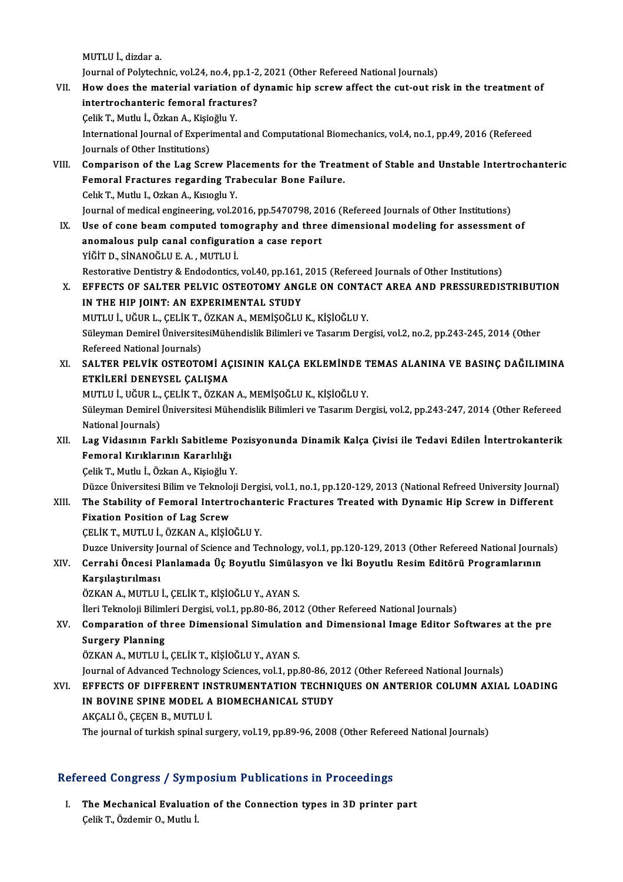MUTLU İ., dizdar a.

Journal of Polytechnic, vol.24, no.4, pp.1-2, 2021 (Other Refereed National Journals)

VII. **How does the material variation of dynamic hip screw affect the cut-out risk in the treatment of intertrochanteric femoral fractures?**
Çelik T., Mutlu İ., Özkan A., Kişioğlu Y.
International Journal of Experimental and Computational Biomechanics, vol.4, no.1, pp.49, 2016 (Refereed Journals of Other Institutions)

VIII. **Comparison of the Lag Screw Placements for the Treatment of Stable and Unstable Intertrochanteric Femoral Fractures regarding Trabecular Bone Failure.**
Celık T., Mutlu I., Ozkan A., Kısıoglu Y.
Journal of medical engineering, vol.2016, pp.5470798, 2016 (Refereed Journals of Other Institutions)

IX. **Use of cone beam computed tomography and three dimensional modeling for assessment of anomalous pulp canal configuration a case report**
YİĞİT D., SİNANOĞLU E. A. , MUTLU İ.
Restorative Dentistry & Endodontics, vol.40, pp.161, 2015 (Refereed Journals of Other Institutions)

X. **EFFECTS OF SALTER PELVIC OSTEOTOMY ANGLE ON CONTACT AREA AND PRESSUREDISTRIBUTION IN THE HIP JOINT: AN EXPERIMENTAL STUDY**
MUTLU İ., UĞUR L., ÇELİK T., ÖZKAN A., MEMİŞOĞLU K., KİŞİOĞLU Y.
Süleyman Demirel ÜniversitesiMühendislik Bilimleri ve Tasarım Dergisi, vol.2, no.2, pp.243-245, 2014 (Other Refereed National Journals)

XI. **SALTER PELVİK OSTEOTOMİ AÇISININ KALÇA EKLEMİNDE TEMAS ALANINA VE BASINÇ DAĞILIMINA ETKİLERİ DENEYSEL ÇALIŞMA**
MUTLU İ., UĞUR L., ÇELİK T., ÖZKAN A., MEMİŞOĞLU K., KİŞİOĞLU Y.
Süleyman Demirel Üniversitesi Mühendislik Bilimleri ve Tasarım Dergisi, vol.2, pp.243-247, 2014 (Other Refereed National Journals)

XII. **Lag Vidasının Farklı Sabitleme Pozisyonunda Dinamik Kalça Çivisi ile Tedavi Edilen İntertrokanterik Femoral Kırıklarının Kararlılığı**
Çelik T., Mutlu İ., Özkan A., Kişioğlu Y.
Düzce Üniversitesi Bilim ve Teknoloji Dergisi, vol.1, no.1, pp.120-129, 2013 (National Refreed University Journal)

XIII. **The Stability of Femoral Intertrochanteric Fractures Treated with Dynamic Hip Screw in Different Fixation Position of Lag Screw**
ÇELİK T., MUTLU İ., ÖZKAN A., KİŞİOĞLU Y.
Duzce University Journal of Science and Technology, vol.1, pp.120-129, 2013 (Other Refereed National Journals)

XIV. **Cerrahi Öncesi Planlamada Üç Boyutlu Simülasyon ve İki Boyutlu Resim Editörü Programlarının Karşılaştırılması**
ÖZKAN A., MUTLU İ., ÇELİK T., KİŞİOĞLU Y., AYAN S.
İleri Teknoloji Bilimleri Dergisi, vol.1, pp.80-86, 2012 (Other Refereed National Journals)

XV. **Comparation of three Dimensional Simulation and Dimensional Image Editor Softwares at the pre Surgery Planning**
ÖZKAN A., MUTLU İ., ÇELİK T., KİŞİOĞLU Y., AYAN S.
Journal of Advanced Technology Sciences, vol.1, pp.80-86, 2012 (Other Refereed National Journals)

XVI. **EFFECTS OF DIFFERENT INSTRUMENTATION TECHNIQUES ON ANTERIOR COLUMN AXIAL LOADING IN BOVINE SPINE MODEL A BIOMECHANICAL STUDY**
AKÇALI Ö., ÇEÇEN B., MUTLU İ.
The journal of turkish spinal surgery, vol.19, pp.89-96, 2008 (Other Refereed National Journals)

## Refereed Congress / Symposium Publications in Proceedings

I. **The Mechanical Evaluation of the Connection types in 3D printer part**
Çelik T., Özdemir O., Mutlu İ.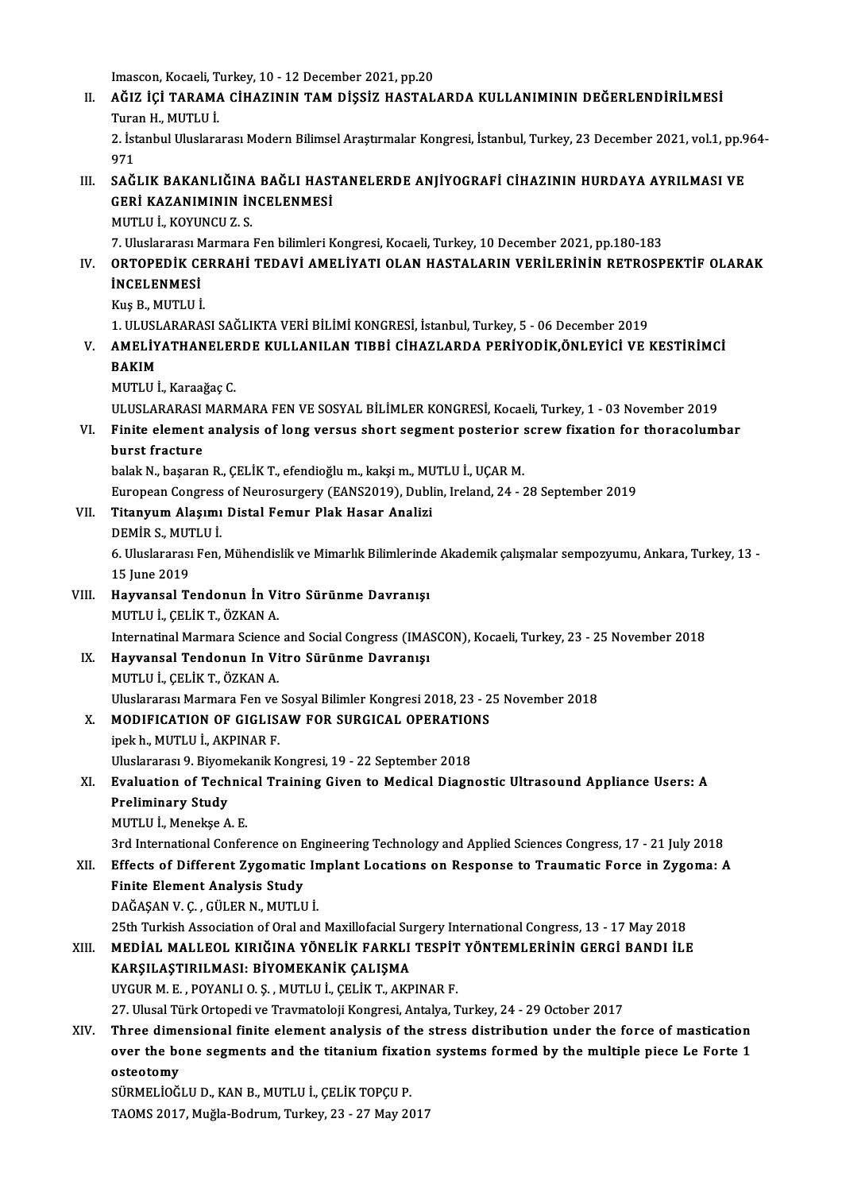Imascon, Kocaeli, Turkey, 10 - 12 December 2021, pp.20

II. **AĞIZ İÇİ TARAMA CİHAZININ TAM DİŞSİZ HASTALARDA KULLANIMININ DEĞERLENDİRİLMESİ**
Turan H., MUTLU İ.
2. İstanbul Uluslararası Modern Bilimsel Araştırmalar Kongresi, İstanbul, Turkey, 23 December 2021, vol.1, pp.964-971

III. **SAĞLIK BAKANLIĞINA BAĞLI HASTANELERDE ANJİYOGRAFİ CİHAZININ HURDAYA AYRILMASI VE GERİ KAZANIMININ İNCELENMESİ**
MUTLU İ., KOYUNCU Z. S.
7. Uluslararası Marmara Fen bilimleri Kongresi, Kocaeli, Turkey, 10 December 2021, pp.180-183

IV. **ORTOPEDİK CERRAHİ TEDAVİ AMELİYATI OLAN HASTALARIN VERİLERİNİN RETROSPEKTİF OLARAK İNCELENMESİ**
Kuş B., MUTLU İ.
1. ULUSLARARASI SAĞLIKTA VERİ BİLİMİ KONGRESİ, İstanbul, Turkey, 5 - 06 December 2019

V. **AMELİYATHANELERDE KULLANILAN TIBBİ CİHAZLARDA PERİYODİK,ÖNLEYİCİ VE KESTİRİMCİ BAKIM**
MUTLU İ., Karaağaç C.
ULUSLARARASI MARMARA FEN VE SOSYAL BİLİMLER KONGRESİ, Kocaeli, Turkey, 1 - 03 November 2019

VI. **Finite element analysis of long versus short segment posterior screw fixation for thoracolumbar burst fracture**
balak N., başaran R., ÇELİK T., efendioğlu m., kakşi m., MUTLU İ., UÇAR M.
European Congress of Neurosurgery (EANS2019), Dublin, Ireland, 24 - 28 September 2019

VII. **Titanyum Alaşımı Distal Femur Plak Hasar Analizi**
DEMİR S., MUTLU İ.
6. Uluslararası Fen, Mühendislik ve Mimarlık Bilimlerinde Akademik çalışmalar sempozyumu, Ankara, Turkey, 13 - 15 June 2019

VIII. **Hayvansal Tendonun İn Vitro Sürünme Davranışı**
MUTLU İ., ÇELİK T., ÖZKAN A.
Internatinal Marmara Science and Social Congress (IMASCON), Kocaeli, Turkey, 23 - 25 November 2018

IX. **Hayvansal Tendonun In Vitro Sürünme Davranışı**
MUTLU İ., ÇELİK T., ÖZKAN A.
Uluslararası Marmara Fen ve Sosyal Bilimler Kongresi 2018, 23 - 25 November 2018

X. **MODIFICATION OF GIGLISAW FOR SURGICAL OPERATIONS**
ipek h., MUTLU İ., AKPINAR F.
Uluslararası 9. Biyomekanik Kongresi, 19 - 22 September 2018

XI. **Evaluation of Technical Training Given to Medical Diagnostic Ultrasound Appliance Users: A Preliminary Study**
MUTLU İ., Menekşe A. E.
3rd International Conference on Engineering Technology and Applied Sciences Congress, 17 - 21 July 2018

XII. **Effects of Different Zygomatic Implant Locations on Response to Traumatic Force in Zygoma: A Finite Element Analysis Study**
DAĞAŞAN V. Ç. , GÜLER N., MUTLU İ.
25th Turkish Association of Oral and Maxillofacial Surgery International Congress, 13 - 17 May 2018

XIII. **MEDİAL MALLEOL KIRIĞINA YÖNELİK FARKLI TESPİT YÖNTEMLERİNİN GERGİ BANDI İLE KARŞILAŞTIRILMASI: BİYOMEKANİK ÇALIŞMA**
UYGUR M. E. , POYANLI O. Ş. , MUTLU İ., ÇELİK T., AKPINAR F.
27. Ulusal Türk Ortopedi ve Travmatoloji Kongresi, Antalya, Turkey, 24 - 29 October 2017

XIV. **Three dimensional finite element analysis of the stress distribution under the force of mastication over the bone segments and the titanium fixation systems formed by the multiple piece Le Forte 1 osteotomy**
SÜRMELİOĞLU D., KAN B., MUTLU İ., ÇELİK TOPÇU P.
TAOMS 2017, Muğla-Bodrum, Turkey, 23 - 27 May 2017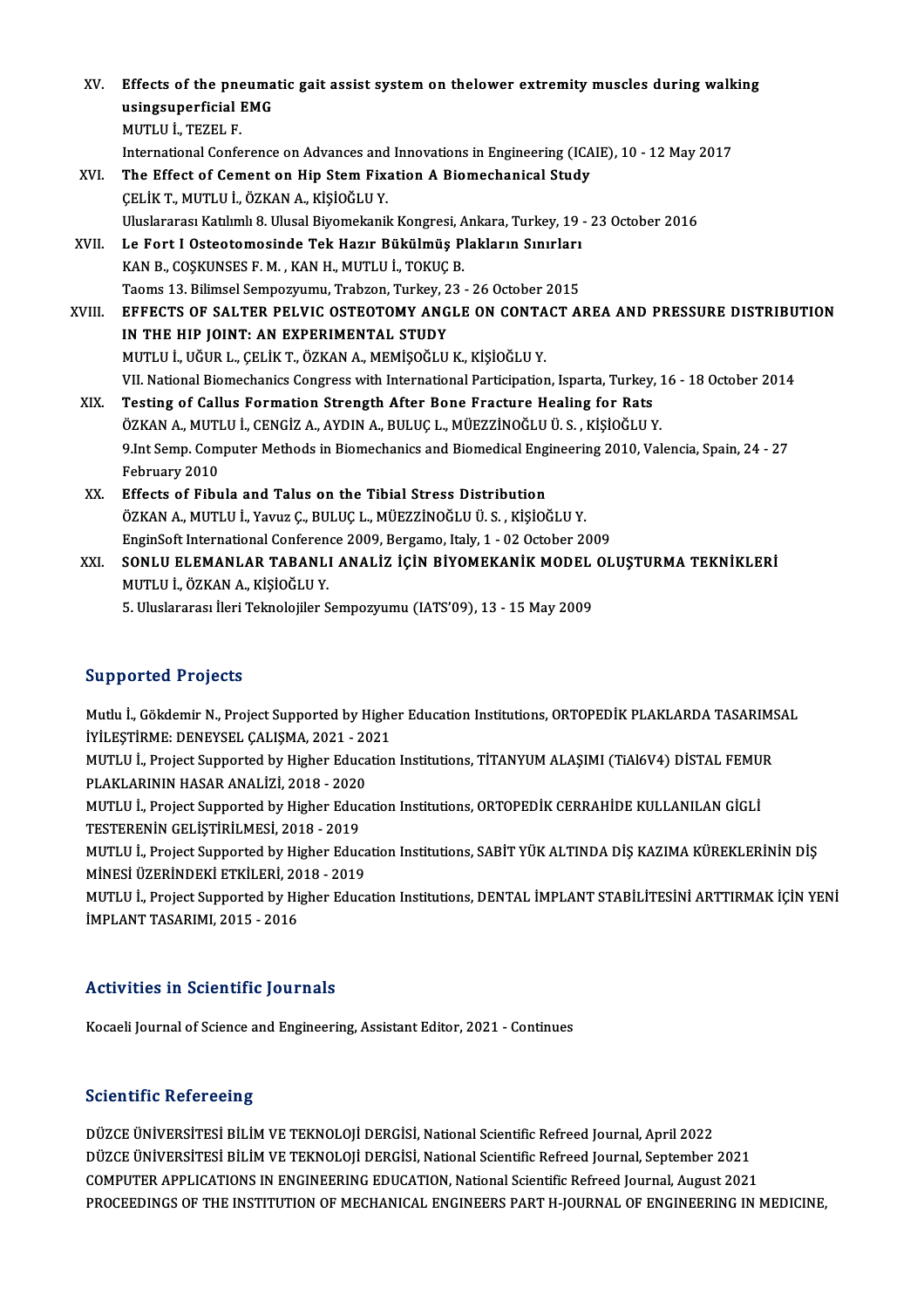XV. **Effects of the pneumatic gait assist system on thelower extremity muscles during walking usingsuperficial EMG**
MUTLU İ., TEZEL F.
International Conference on Advances and Innovations in Engineering (ICAIE), 10 - 12 May 2017

XVI. **The Effect of Cement on Hip Stem Fixation A Biomechanical Study**
ÇELİK T., MUTLU İ., ÖZKAN A., KİŞİOĞLU Y.
Uluslararası Katılımlı 8. Ulusal Biyomekanik Kongresi, Ankara, Turkey, 19 - 23 October 2016

XVII. **Le Fort I Osteotomosinde Tek Hazır Bükülmüş Plakların Sınırları**
KAN B., COŞKUNSES F. M. , KAN H., MUTLU İ., TOKUÇ B.
Taoms 13. Bilimsel Sempozyumu, Trabzon, Turkey, 23 - 26 October 2015

XVIII. **EFFECTS OF SALTER PELVIC OSTEOTOMY ANGLE ON CONTACT AREA AND PRESSURE DISTRIBUTION IN THE HIP JOINT: AN EXPERIMENTAL STUDY**
MUTLU İ., UĞUR L., ÇELİK T., ÖZKAN A., MEMİŞOĞLU K., KİŞİOĞLU Y.
VII. National Biomechanics Congress with International Participation, Isparta, Turkey, 16 - 18 October 2014

XIX. **Testing of Callus Formation Strength After Bone Fracture Healing for Rats**
ÖZKAN A., MUTLU İ., CENGİZ A., AYDIN A., BULUÇ L., MÜEZZİNOĞLU Ü. S. , KİŞİOĞLU Y.
9.Int Semp. Computer Methods in Biomechanics and Biomedical Engineering 2010, Valencia, Spain, 24 - 27 February 2010

XX. **Effects of Fibula and Talus on the Tibial Stress Distribution**
ÖZKAN A., MUTLU İ., Yavuz Ç., BULUÇ L., MÜEZZİNOĞLU Ü. S. , KİŞİOĞLU Y.
EnginSoft International Conference 2009, Bergamo, Italy, 1 - 02 October 2009

XXI. **SONLU ELEMANLAR TABANLI ANALİZ İÇİN BİYOMEKANİK MODEL OLUŞTURMA TEKNİKLERİ**
MUTLU İ., ÖZKAN A., KİŞİOĞLU Y.
5. Uluslararası İleri Teknolojiler Sempozyumu (IATS'09), 13 - 15 May 2009

## Supported Projects

Mutlu İ., Gökdemir N., Project Supported by Higher Education Institutions, ORTOPEDİK PLAKLARDA TASARIMSAL İYİLEŞTİRME: DENEYSEL ÇALIŞMA, 2021 - 2021

MUTLU İ., Project Supported by Higher Education Institutions, TİTANYUM ALAŞIMI (TiAl6V4) DİSTAL FEMUR PLAKLARININ HASAR ANALİZİ, 2018 - 2020

MUTLU İ., Project Supported by Higher Education Institutions, ORTOPEDİK CERRAHİDE KULLANILAN GİGLİ TESTERENİN GELİŞTİRİLMESİ, 2018 - 2019

MUTLU İ., Project Supported by Higher Education Institutions, SABİT YÜK ALTINDA DİŞ KAZIMA KÜREKLERİNİN DİŞ MİNESİ ÜZERİNDEKİ ETKİLERİ, 2018 - 2019

MUTLU İ., Project Supported by Higher Education Institutions, DENTAL İMPLANT STABİLİTESİNİ ARTTIRMAK İÇİN YENİ İMPLANT TASARIMI, 2015 - 2016

## Activities in Scientific Journals

Kocaeli Journal of Science and Engineering, Assistant Editor, 2021 - Continues

## Scientific Refereeing

DÜZCE ÜNİVERSİTESİ BİLİM VE TEKNOLOJİ DERGİSİ, National Scientific Refreed Journal, April 2022
DÜZCE ÜNİVERSİTESİ BİLİM VE TEKNOLOJİ DERGİSİ, National Scientific Refreed Journal, September 2021
COMPUTER APPLICATIONS IN ENGINEERING EDUCATION, National Scientific Refreed Journal, August 2021
PROCEEDINGS OF THE INSTITUTION OF MECHANICAL ENGINEERS PART H-JOURNAL OF ENGINEERING IN MEDICINE,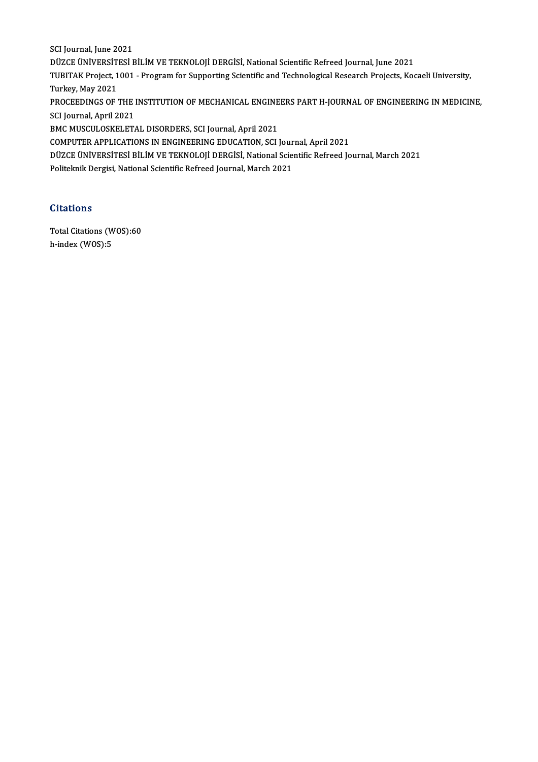SCI Journal, June 2021
DÜZCE ÜNİVERSİTESİ BİLİM VE TEKNOLOJİ DERGİSİ, National Scientific Refreed Journal, June 2021
TUBITAK Project, 1001 - Program for Supporting Scientific and Technological Research Projects, Kocaeli University, Turkey, May 2021
PROCEEDINGS OF THE INSTITUTION OF MECHANICAL ENGINEERS PART H-JOURNAL OF ENGINEERING IN MEDICINE, SCI Journal, April 2021
BMC MUSCULOSKELETAL DISORDERS, SCI Journal, April 2021
COMPUTER APPLICATIONS IN ENGINEERING EDUCATION, SCI Journal, April 2021
DÜZCE ÜNİVERSİTESİ BİLİM VE TEKNOLOJİ DERGİSİ, National Scientific Refreed Journal, March 2021
Politeknik Dergisi, National Scientific Refreed Journal, March 2021

## Citations

Total Citations (WOS):60
h-index (WOS):5